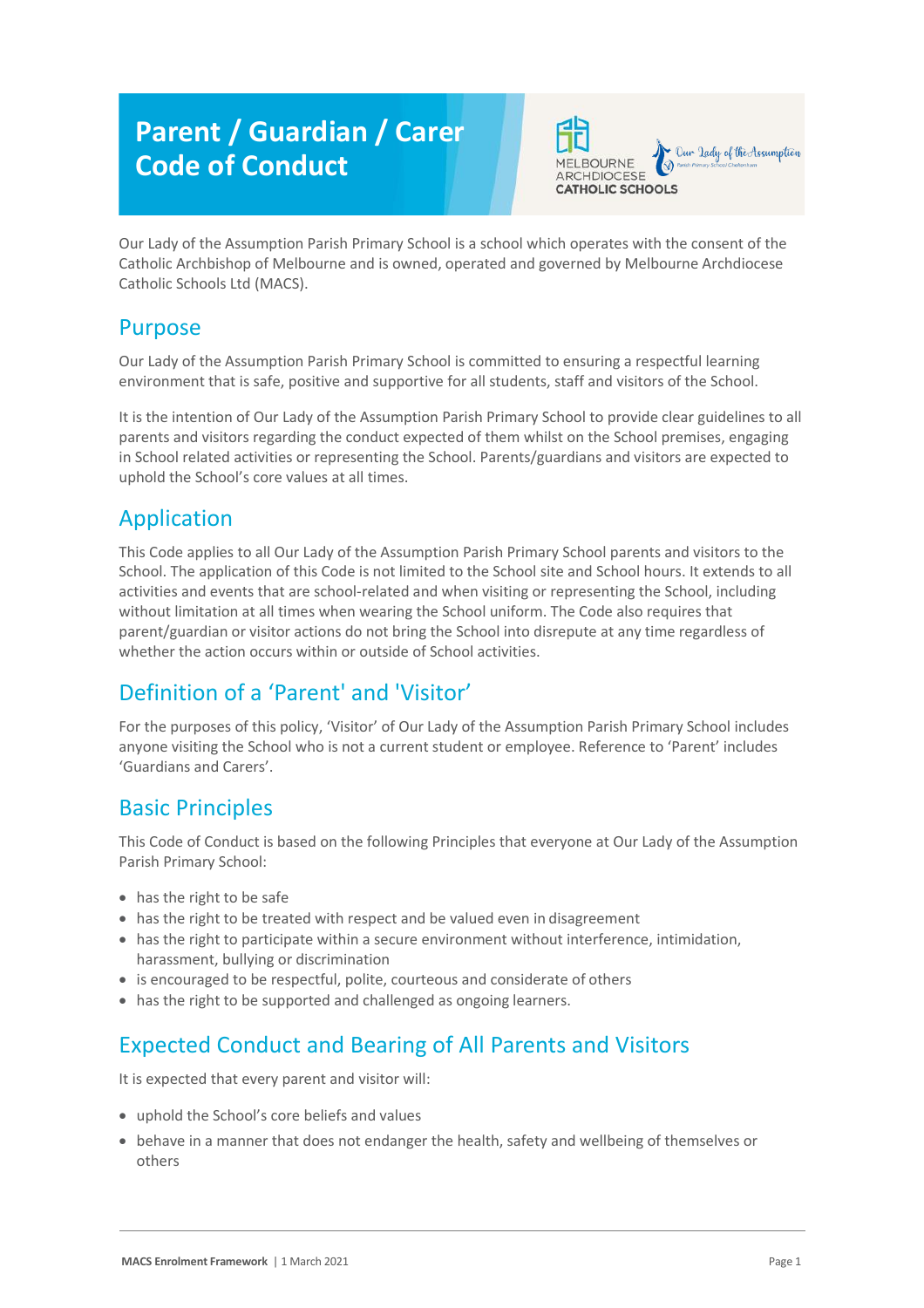# Parent / Guardian / Carer Code of Conduct

Our Lady of the Assumption Parish Primary School is a school which operates with the consent of the Catholic Archbishop of Melbourne and is owned, operated and governed by Melbourne Archdiocese Catholic Schools Ltd (MACS).

## Purpose

Our Lady of the Assumption Parish Primary School is committed to ensuring a respectful learning environment that is safe, positive and supportive for all students, staff and visitors of the School.

It is the intention of Our Lady of the Assumption Parish Primary School to provide clear guidelines to all parents and visitors regarding the conduct expected of them whilst on the School premises, engaging in School related activities or representing the School. Parents/guardians and visitors are expected to uphold the School's core values at all times.

## Application

This Code applies to all Our Lady of the Assumption Parish Primary School parents and visitors to the School. The application of this Code is not limited to the School site and School hours. It extends to all activities and events that are school-related and when visiting or representing the School, including without limitation at all times when wearing the School uniform. The Code also requires that parent/guardian or visitor actions do not bring the School into disrepute at any time regardless of whether the action occurs within or outside of School activities.

## Definition of a 'Parent' and 'Visitor'

For the purposes of this policy, 'Visitor' of Our Lady of the Assumption Parish Primary School includes anyone visiting the School who is not a current student or employee. Reference to 'Parent' includes 'Guardians and Carers'.

## Basic Principles

This Code of Conduct is based on the following Principles that everyone at Our Lady of the Assumption Parish Primary School:

- has the right to be safe
- has the right to be treated with respect and be valued even in disagreement
- has the right to participate within a secure environment without interference, intimidation, harassment, bullying or discrimination
- is encouraged to be respectful, polite, courteous and considerate of others
- has the right to be supported and challenged as ongoing learners.

## Expected Conduct and Bearing of All Parents and Visitors

It is expected that every parent and visitor will:

- uphold the School's core beliefs and values
- behave in a manner that does not endanger the health, safety and wellbeing of themselves or others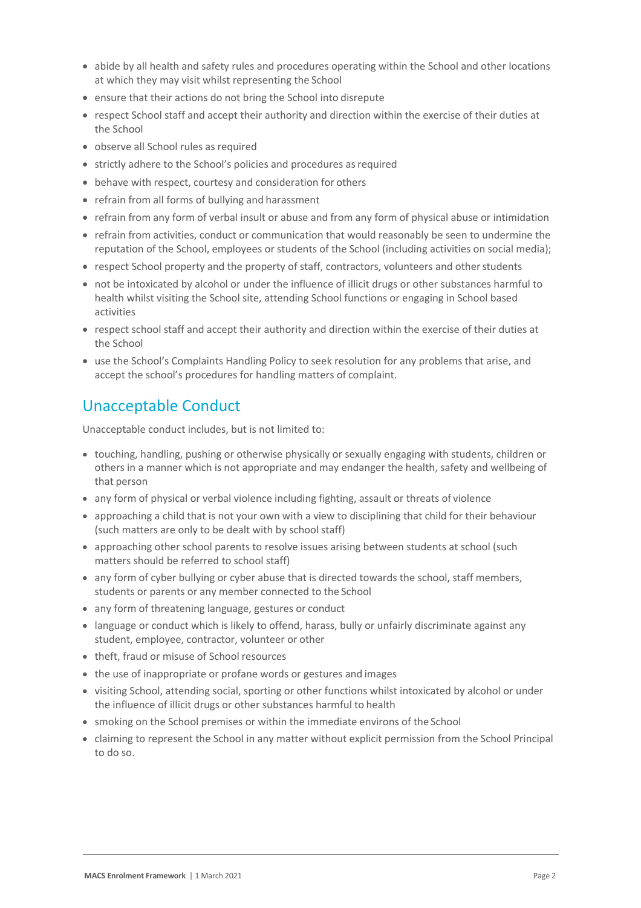- abide by all health and safety rules and procedures operating within the School and other locations at which they may visit whilst representing the School
- ensure that their actions do not bring the School into disrepute
- respect School staff and accept their authority and direction within the exercise of their duties at the School
- observe all School rules as required
- strictly adhere to the School's policies and procedures as required
- behave with respect, courtesy and consideration for others
- refrain from all forms of bullying and harassment
- refrain from any form of verbal insult or abuse and from any form of physical abuse or intimidation
- refrain from activities, conduct or communication that would reasonably be seen to undermine the reputation of the School, employees or students of the School (including activities on social media);
- respect School property and the property of staff, contractors, volunteers and other students
- not be intoxicated by alcohol or under the influence of illicit drugs or other substances harmful to health whilst visiting the School site, attending School functions or engaging in School based activities
- respect school staff and accept their authority and direction within the exercise of their duties at the School
- use the School's Complaints Handling Policy to seek resolution for any problems that arise, and accept the school's procedures for handling matters of complaint.

## Unacceptable Conduct

Unacceptable conduct includes, but is not limited to:

- touching, handling, pushing or otherwise physically or sexually engaging with students, children or others in a manner which is not appropriate and may endanger the health, safety and wellbeing of that person
- any form of physical or verbal violence including fighting, assault or threats of violence
- approaching a child that is not your own with a view to disciplining that child for their behaviour (such matters are only to be dealt with by school staff)
- approaching other school parents to resolve issues arising between students at school (such matters should be referred to school staff)
- any form of cyber bullying or cyber abuse that is directed towards the school, staff members, students or parents or any member connected to the School
- any form of threatening language, gestures or conduct
- language or conduct which is likely to offend, harass, bully or unfairly discriminate against any student, employee, contractor, volunteer or other
- theft, fraud or misuse of School resources
- the use of inappropriate or profane words or gestures and images
- visiting School, attending social, sporting or other functions whilst intoxicated by alcohol or under the influence of illicit drugs or other substances harmful to health
- smoking on the School premises or within the immediate environs of the School
- claiming to represent the School in any matter without explicit permission from the School Principal to do so.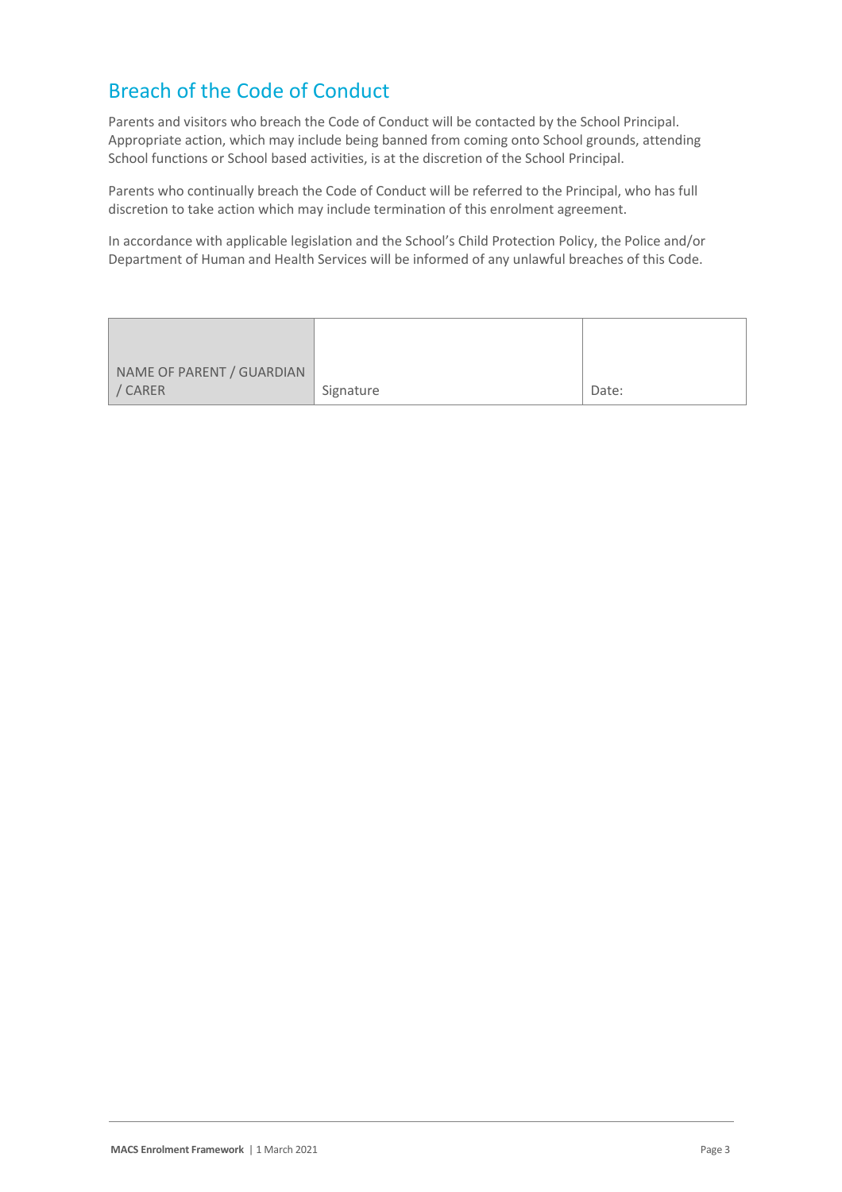## Breach of the Code of Conduct

Parents and visitors who breach the Code of Conduct will be contacted by the School Principal. Appropriate action, which may include being banned from coming onto School grounds, attending School functions or School based activities, is at the discretion of the School Principal.

Parents who continually breach the Code of Conduct will be referred to the Principal, who has full discretion to take action which may include termination of this enrolment agreement.

In accordance with applicable legislation and the School's Child Protection Policy, the Police and/or Department of Human and Health Services will be informed of any unlawful breaches of this Code.

| | | |
|---|---|---|
| NAME OF PARENT / GUARDIAN / CARER | Signature | Date: |